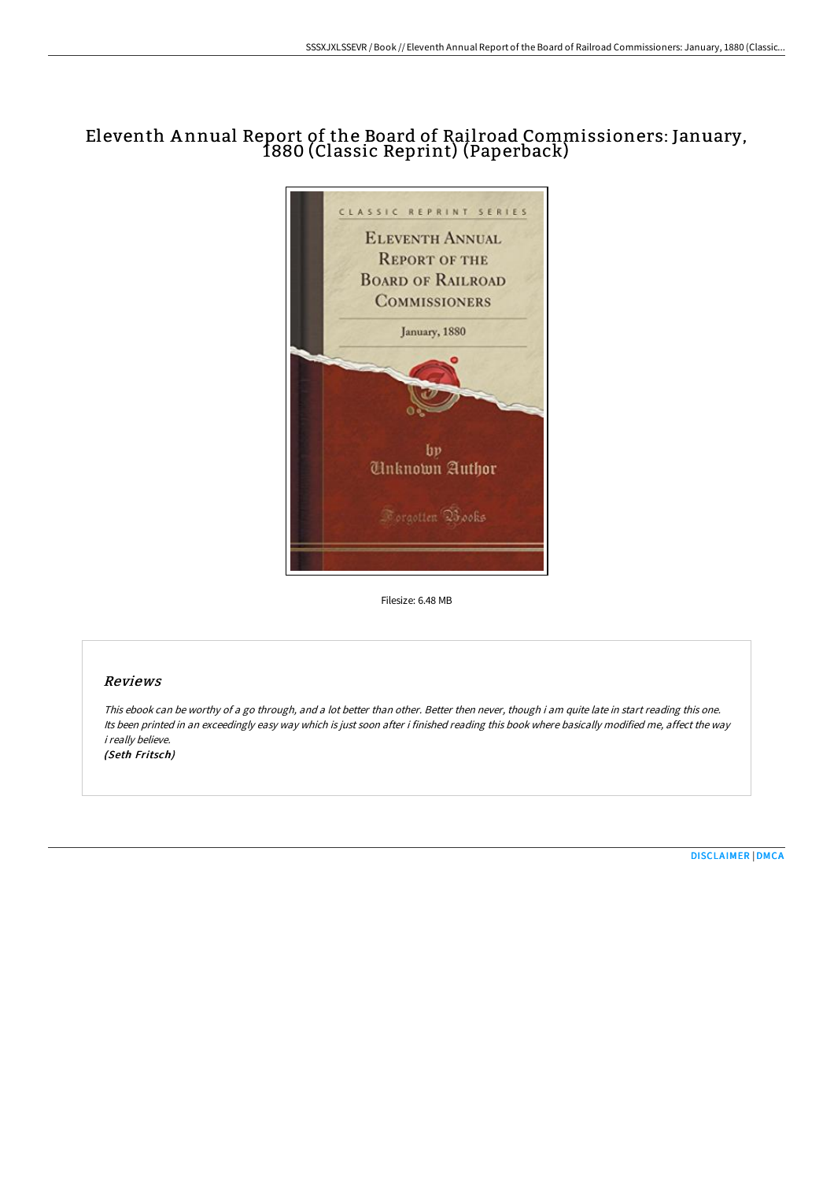# Eleventh Annual Report of the Board of Railroad Commissioners: January, 1880 (Classic Reprint) (Paperback)

Filesize: 6.48 MB

## Reviews

*This ebook can be worthy of a go through, and a lot better than other. Better then never, though i am quite late in start reading this one. Its been printed in an exceedingly easy way which is just soon after i finished reading this book where basically modified me, affect the way i really believe.*

*(Seth Fritsch)*

DISCLAIMER | DMCA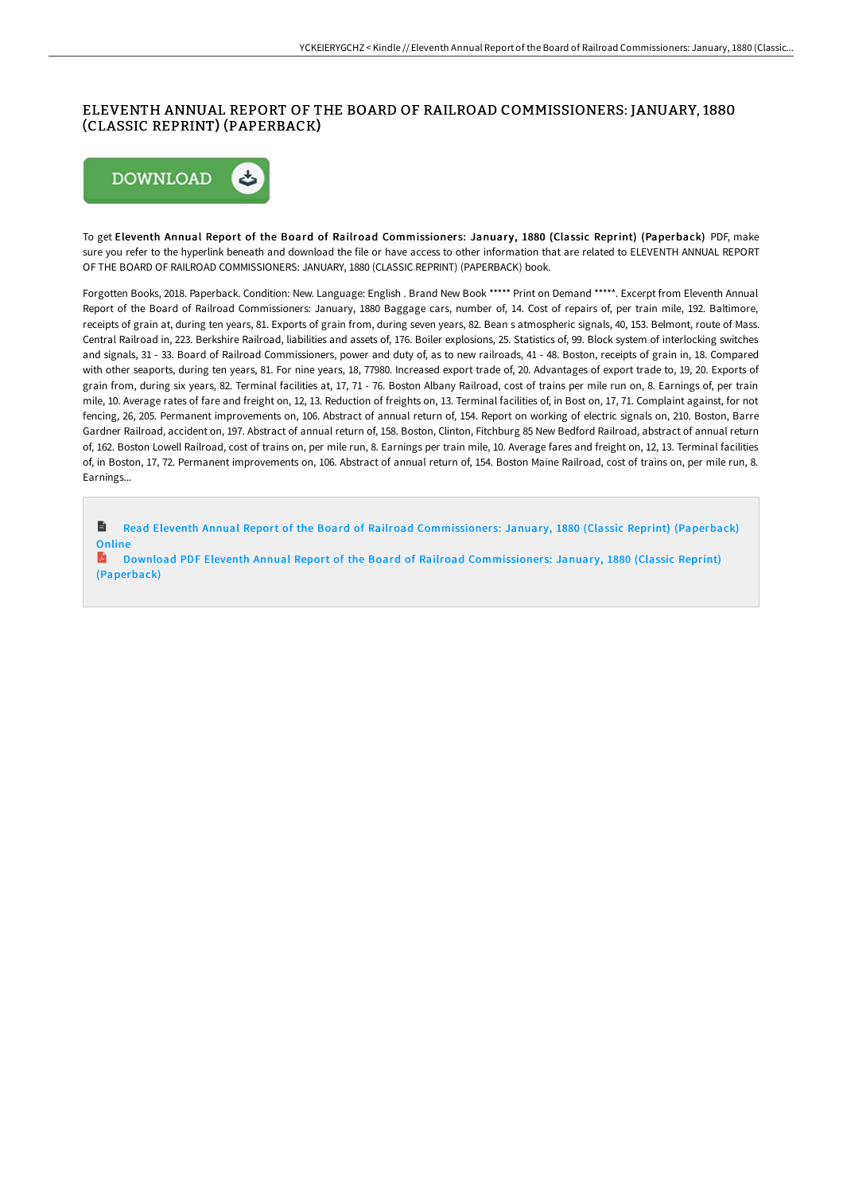# ELEVENTH ANNUAL REPORT OF THE BOARD OF RAILROAD COMMISSIONERS: JANUARY, 1880 (CLASSIC REPRINT) (PAPERBACK)

To get **Eleventh Annual Report of the Board of Railroad Commissioners: January, 1880 (Classic Reprint) (Paperback)** PDF, make sure you refer to the hyperlink beneath and download the file or have access to other information that are related to ELEVENTH ANNUAL REPORT OF THE BOARD OF RAILROAD COMMISSIONERS: JANUARY, 1880 (CLASSIC REPRINT) (PAPERBACK) book.

Forgotten Books, 2018. Paperback. Condition: New. Language: English . Brand New Book ***** Print on Demand *****. Excerpt from Eleventh Annual Report of the Board of Railroad Commissioners: January, 1880 Baggage cars, number of, 14. Cost of repairs of, per train mile, 192. Baltimore, receipts of grain at, during ten years, 81. Exports of grain from, during seven years, 82. Bean s atmospheric signals, 40, 153. Belmont, route of Mass. Central Railroad in, 223. Berkshire Railroad, liabilities and assets of, 176. Boiler explosions, 25. Statistics of, 99. Block system of interlocking switches and signals, 31 - 33. Board of Railroad Commissioners, power and duty of, as to new railroads, 41 - 48. Boston, receipts of grain in, 18. Compared with other seaports, during ten years, 81. For nine years, 18, 77980. Increased export trade of, 20. Advantages of export trade to, 19, 20. Exports of grain from, during six years, 82. Terminal facilities at, 17, 71 - 76. Boston Albany Railroad, cost of trains per mile run on, 8. Earnings of, per train mile, 10. Average rates of fare and freight on, 12, 13. Reduction of freights on, 13. Terminal facilities of, in Bost on, 17, 71. Complaint against, for not fencing, 26, 205. Permanent improvements on, 106. Abstract of annual return of, 154. Report on working of electric signals on, 210. Boston, Barre Gardner Railroad, accident on, 197. Abstract of annual return of, 158. Boston, Clinton, Fitchburg 85 New Bedford Railroad, abstract of annual return of, 162. Boston Lowell Railroad, cost of trains on, per mile run, 8. Earnings per train mile, 10. Average fares and freight on, 12, 13. Terminal facilities of, in Boston, 17, 72. Permanent improvements on, 106. Abstract of annual return of, 154. Boston Maine Railroad, cost of trains on, per mile run, 8. Earnings...

- Read Eleventh Annual Report of the Board of Railroad Commissioners: January, 1880 (Classic Reprint) (Paperback) Online
- Download PDF Eleventh Annual Report of the Board of Railroad Commissioners: January, 1880 (Classic Reprint) (Paperback)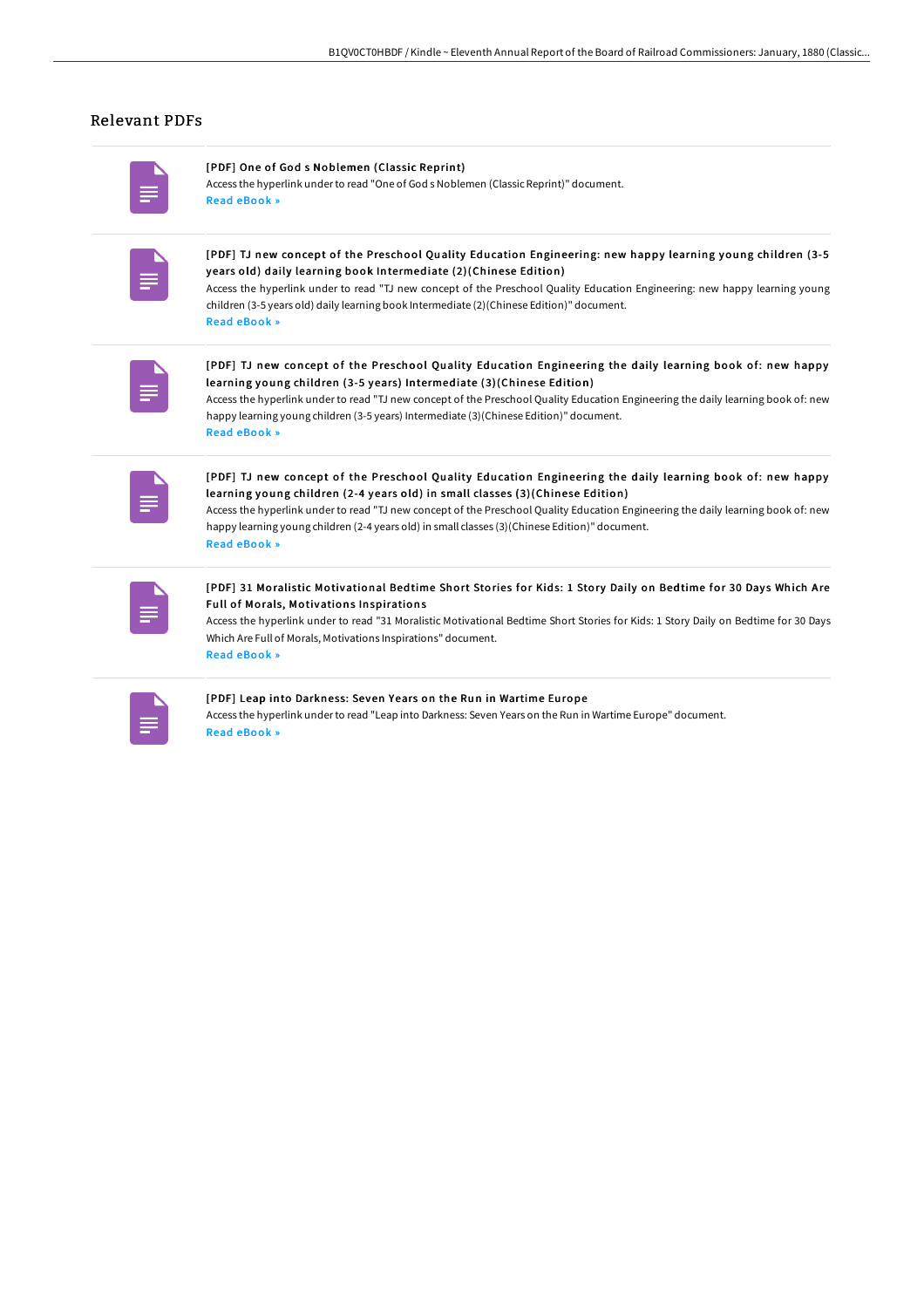## Relevant PDFs

**[PDF] One of God s Noblemen (Classic Reprint)**

Access the hyperlink under to read "One of God s Noblemen (Classic Reprint)" document.

Read eBook »

**[PDF] TJ new concept of the Preschool Quality Education Engineering: new happy learning young children (3-5 years old) daily learning book Intermediate (2)(Chinese Edition)**

Access the hyperlink under to read "TJ new concept of the Preschool Quality Education Engineering: new happy learning young children (3-5 years old) daily learning book Intermediate (2)(Chinese Edition)" document.

Read eBook »

**[PDF] TJ new concept of the Preschool Quality Education Engineering the daily learning book of: new happy learning young children (3-5 years) Intermediate (3)(Chinese Edition)**

Access the hyperlink under to read "TJ new concept of the Preschool Quality Education Engineering the daily learning book of: new happy learning young children (3-5 years) Intermediate (3)(Chinese Edition)" document.

Read eBook »

**[PDF] TJ new concept of the Preschool Quality Education Engineering the daily learning book of: new happy learning young children (2-4 years old) in small classes (3)(Chinese Edition)**

Access the hyperlink under to read "TJ new concept of the Preschool Quality Education Engineering the daily learning book of: new happy learning young children (2-4 years old) in small classes (3)(Chinese Edition)" document.

Read eBook »

**[PDF] 31 Moralistic Motivational Bedtime Short Stories for Kids: 1 Story Daily on Bedtime for 30 Days Which Are Full of Morals, Motivations Inspirations**

Access the hyperlink under to read "31 Moralistic Motivational Bedtime Short Stories for Kids: 1 Story Daily on Bedtime for 30 Days Which Are Full of Morals, Motivations Inspirations" document.

Read eBook »

**[PDF] Leap into Darkness: Seven Years on the Run in Wartime Europe**

Access the hyperlink under to read "Leap into Darkness: Seven Years on the Run in Wartime Europe" document.

Read eBook »